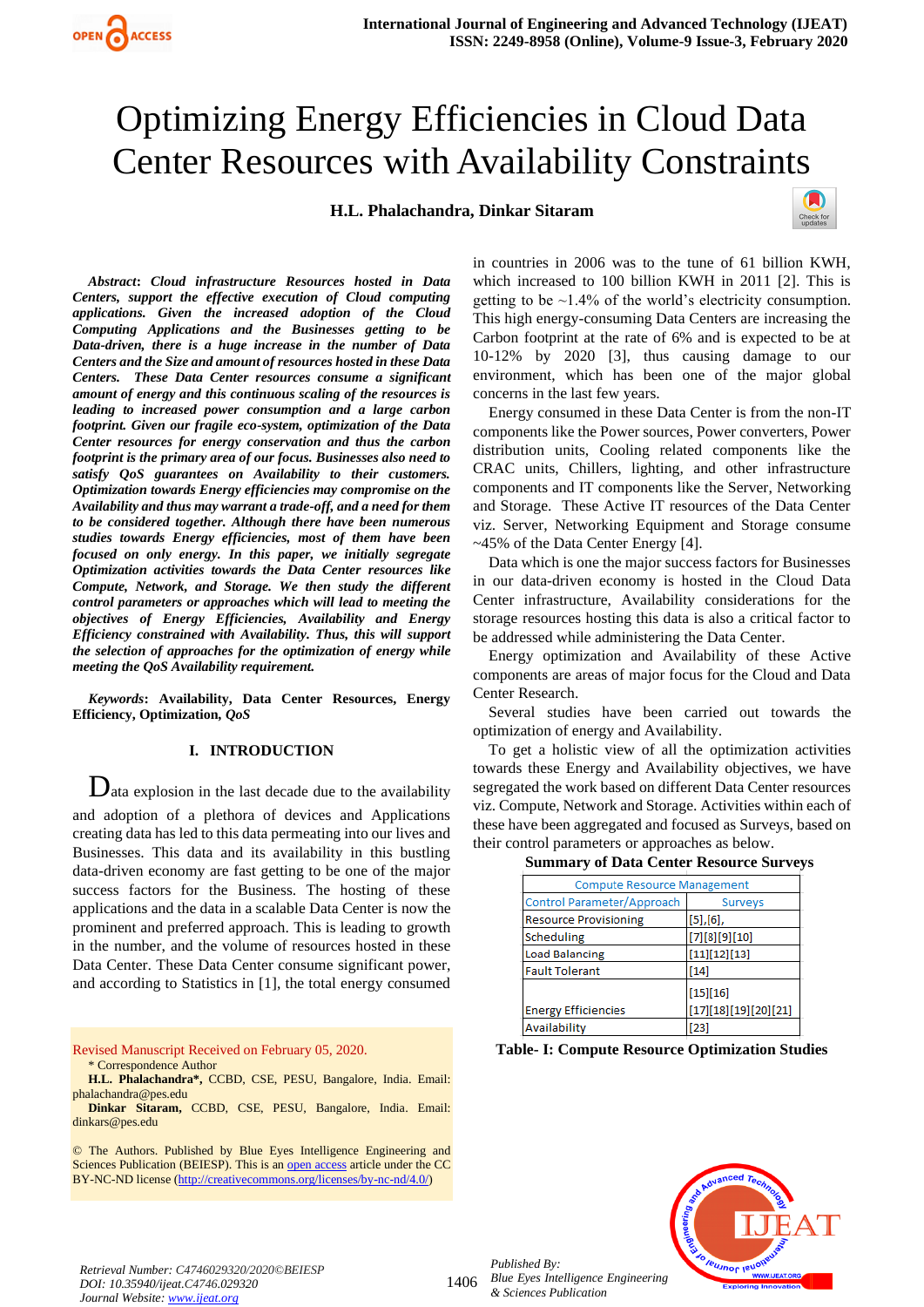# Optimizing Energy Efficiencies in Cloud Data Center Resources with Availability Constraints

**H.L. Phalachandra, Dinkar Sitaram**

***Abstract*: Cloud infrastructure Resources hosted in Data Centers, support the effective execution of Cloud computing applications. Given the increased adoption of the Cloud Computing Applications and the Businesses getting to be Data-driven, there is a huge increase in the number of Data Centers and the Size and amount of resources hosted in these Data Centers. These Data Center resources consume a significant amount of energy and this continuous scaling of the resources is leading to increased power consumption and a large carbon footprint. Given our fragile eco-system, optimization of the Data Center resources for energy conservation and thus the carbon footprint is the primary area of our focus. Businesses also need to satisfy QoS guarantees on Availability to their customers. Optimization towards Energy efficiencies may compromise on the Availability and thus may warrant a trade-off, and a need for them to be considered together. Although there have been numerous studies towards Energy efficiencies, most of them have been focused on only energy. In this paper, we initially segregate Optimization activities towards the Data Center resources like Compute, Network, and Storage. We then study the different control parameters or approaches which will lead to meeting the objectives of Energy Efficiencies, Availability and Energy Efficiency constrained with Availability. Thus, this will support the selection of approaches for the optimization of energy while meeting the QoS Availability requirement.***

***Keywords*: Availability, Data Center Resources, Energy Efficiency, Optimization, *QoS***

## I. INTRODUCTION

Data explosion in the last decade due to the availability and adoption of a plethora of devices and Applications creating data has led to this data permeating into our lives and Businesses. This data and its availability in this bustling data-driven economy are fast getting to be one of the major success factors for the Business. The hosting of these applications and the data in a scalable Data Center is now the prominent and preferred approach. This is leading to growth in the number, and the volume of resources hosted in these Data Center. These Data Center consume significant power, and according to Statistics in [1], the total energy consumed in countries in 2006 was to the tune of 61 billion KWH, which increased to 100 billion KWH in 2011 [2]. This is getting to be ~1.4% of the world's electricity consumption. This high energy-consuming Data Centers are increasing the Carbon footprint at the rate of 6% and is expected to be at 10-12% by 2020 [3], thus causing damage to our environment, which has been one of the major global concerns in the last few years.

Energy consumed in these Data Center is from the non-IT components like the Power sources, Power converters, Power distribution units, Cooling related components like the CRAC units, Chillers, lighting, and other infrastructure components and IT components like the Server, Networking and Storage. These Active IT resources of the Data Center viz. Server, Networking Equipment and Storage consume ~45% of the Data Center Energy [4].

Data which is one the major success factors for Businesses in our data-driven economy is hosted in the Cloud Data Center infrastructure, Availability considerations for the storage resources hosting this data is also a critical factor to be addressed while administering the Data Center.

Energy optimization and Availability of these Active components are areas of major focus for the Cloud and Data Center Research.

Several studies have been carried out towards the optimization of energy and Availability.

To get a holistic view of all the optimization activities towards these Energy and Availability objectives, we have segregated the work based on different Data Center resources viz. Compute, Network and Storage. Activities within each of these have been aggregated and focused as Surveys, based on their control parameters or approaches as below.

**Summary of Data Center Resource Surveys**

| Compute Resource Management | |
|---|---|
| Control Parameter/Approach | Surveys |
| Resource Provisioning | [5],[6], |
| Scheduling | [7][8][9][10] |
| Load Balancing | [11][12][13] |
| Fault Tolerant | [14] |
| Energy Efficiencies | [15][16] [17][18][19][20][21] |
| Availability | [23] |

**Table- I: Compute Resource Optimization Studies**

Revised Manuscript Received on February 05, 2020.

\* Correspondence Author

**H.L. Phalachandra\***, CCBD, CSE, PESU, Bangalore, India. Email: phalachandra@pes.edu

**Dinkar Sitaram,** CCBD, CSE, PESU, Bangalore, India. Email: dinkars@pes.edu

© The Authors. Published by Blue Eyes Intelligence Engineering and Sciences Publication (BEIESP). This is an open access article under the CC BY-NC-ND license (http://creativecommons.org/licenses/by-nc-nd/4.0/)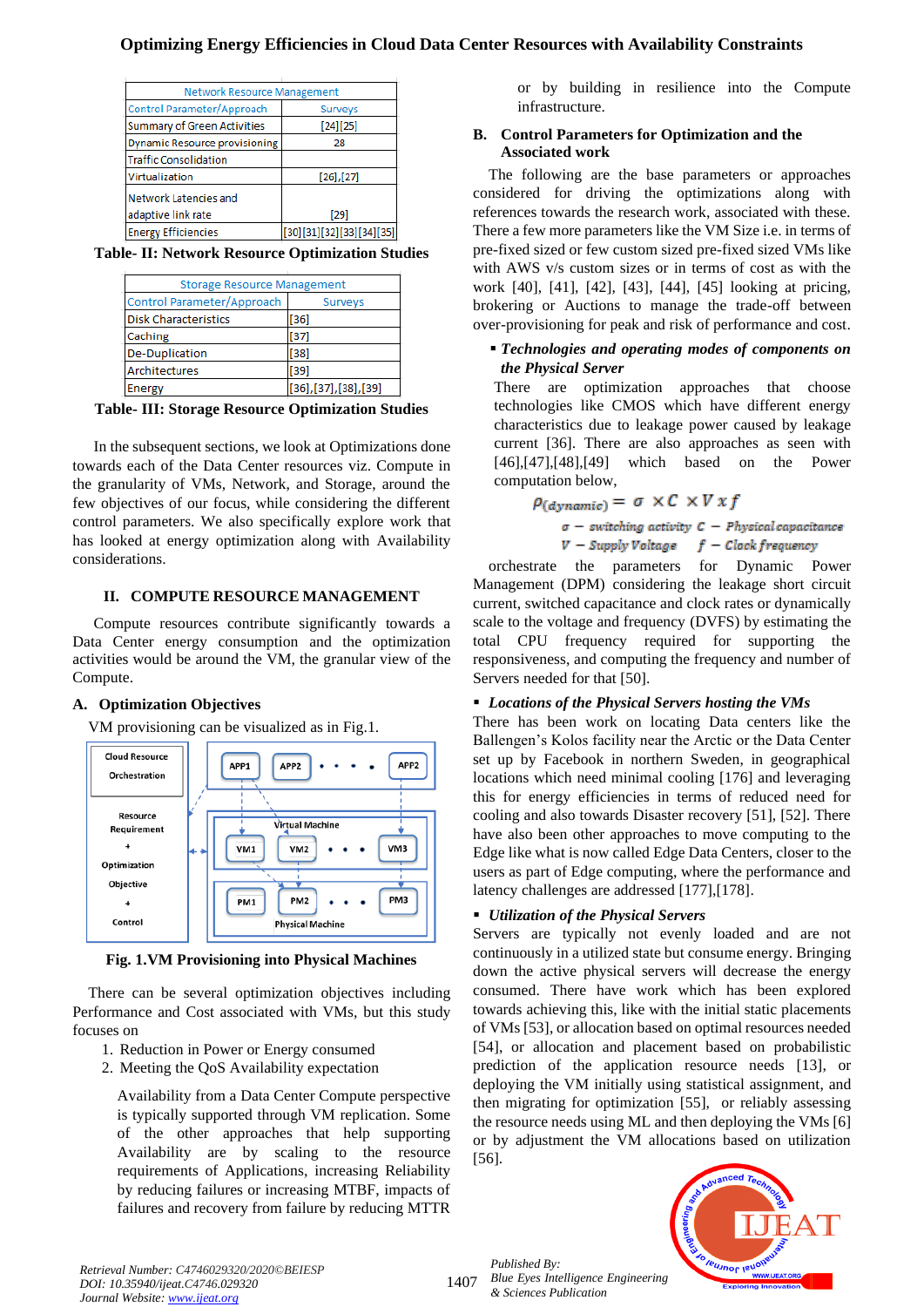| Network Resource Management | |
|---|---|
| Control Parameter/Approach | Surveys |
| Summary of Green Activities | [24][25] |
| Dynamic Resource provisioning | 28 |
| Traffic Consolidation | |
| Virtualization | [26],[27] |
| Network Latencies and adaptive link rate | [29] |
| Energy Efficiencies | [30][31][32][33][34][35] |

**Table- II: Network Resource Optimization Studies**

| Storage Resource Management | |
|---|---|
| Control Parameter/Approach | Surveys |
| Disk Characteristics | [36] |
| Caching | [37] |
| De-Duplication | [38] |
| Architectures | [39] |
| Energy | [36],[37],[38],[39] |

**Table- III: Storage Resource Optimization Studies**

In the subsequent sections, we look at Optimizations done towards each of the Data Center resources viz. Compute in the granularity of VMs, Network, and Storage, around the few objectives of our focus, while considering the different control parameters. We also specifically explore work that has looked at energy optimization along with Availability considerations.

## II. COMPUTE RESOURCE MANAGEMENT

Compute resources contribute significantly towards a Data Center energy consumption and the optimization activities would be around the VM, the granular view of the Compute.

### A. Optimization Objectives

VM provisioning can be visualized as in Fig.1.

Cloud Resource Orchestration

Resource Requirement + Optimization Objective + Control

APP1 APP2 • • • • APP2

Virtual Machine: VM1 VM2 • • • VM3

PM1 PM2 • • • PM3 Physical Machine

**Fig. 1.VM Provisioning into Physical Machines**

There can be several optimization objectives including Performance and Cost associated with VMs, but this study focuses on

1. Reduction in Power or Energy consumed
2. Meeting the QoS Availability expectation

Availability from a Data Center Compute perspective is typically supported through VM replication. Some of the other approaches that help supporting Availability are by scaling to the resource requirements of Applications, increasing Reliability by reducing failures or increasing MTBF, impacts of failures and recovery from failure by reducing MTTR or by building in resilience into the Compute infrastructure.

### B. Control Parameters for Optimization and the Associated work

The following are the base parameters or approaches considered for driving the optimizations along with references towards the research work, associated with these. There a few more parameters like the VM Size i.e. in terms of pre-fixed sized or few custom sized pre-fixed sized VMs like with AWS v/s custom sizes or in terms of cost as with the work [40], [41], [42], [43], [44], [45] looking at pricing, brokering or Auctions to manage the trade-off between over-provisioning for peak and risk of performance and cost.

- ***Technologies and operating modes of components on the Physical Server***

There are optimization approaches that choose technologies like CMOS which have different energy characteristics due to leakage power caused by leakage current [36]. There are also approaches as seen with [46],[47],[48],[49] which based on the Power computation below,

$$P_{(dynamic)} = \sigma \times C \times V \times f$$

$\sigma$ – switching activity $C$ – Physical capacitance
$V$ – Supply Voltage $f$ – Clock frequency

orchestrate the parameters for Dynamic Power Management (DPM) considering the leakage short circuit current, switched capacitance and clock rates or dynamically scale to the voltage and frequency (DVFS) by estimating the total CPU frequency required for supporting the responsiveness, and computing the frequency and number of Servers needed for that [50].

- ***Locations of the Physical Servers hosting the VMs***

There has been work on locating Data centers like the Ballengen's Kolos facility near the Arctic or the Data Center set up by Facebook in northern Sweden, in geographical locations which need minimal cooling [176] and leveraging this for energy efficiencies in terms of reduced need for cooling and also towards Disaster recovery [51], [52]. There have also been other approaches to move computing to the Edge like what is now called Edge Data Centers, closer to the users as part of Edge computing, where the performance and latency challenges are addressed [177],[178].

- ***Utilization of the Physical Servers***

Servers are typically not evenly loaded and are not continuously in a utilized state but consume energy. Bringing down the active physical servers will decrease the energy consumed. There have work which has been explored towards achieving this, like with the initial static placements of VMs [53], or allocation based on optimal resources needed [54], or allocation and placement based on probabilistic prediction of the application resource needs [13], or deploying the VM initially using statistical assignment, and then migrating for optimization [55], or reliably assessing the resource needs using ML and then deploying the VMs [6] or by adjustment the VM allocations based on utilization [56].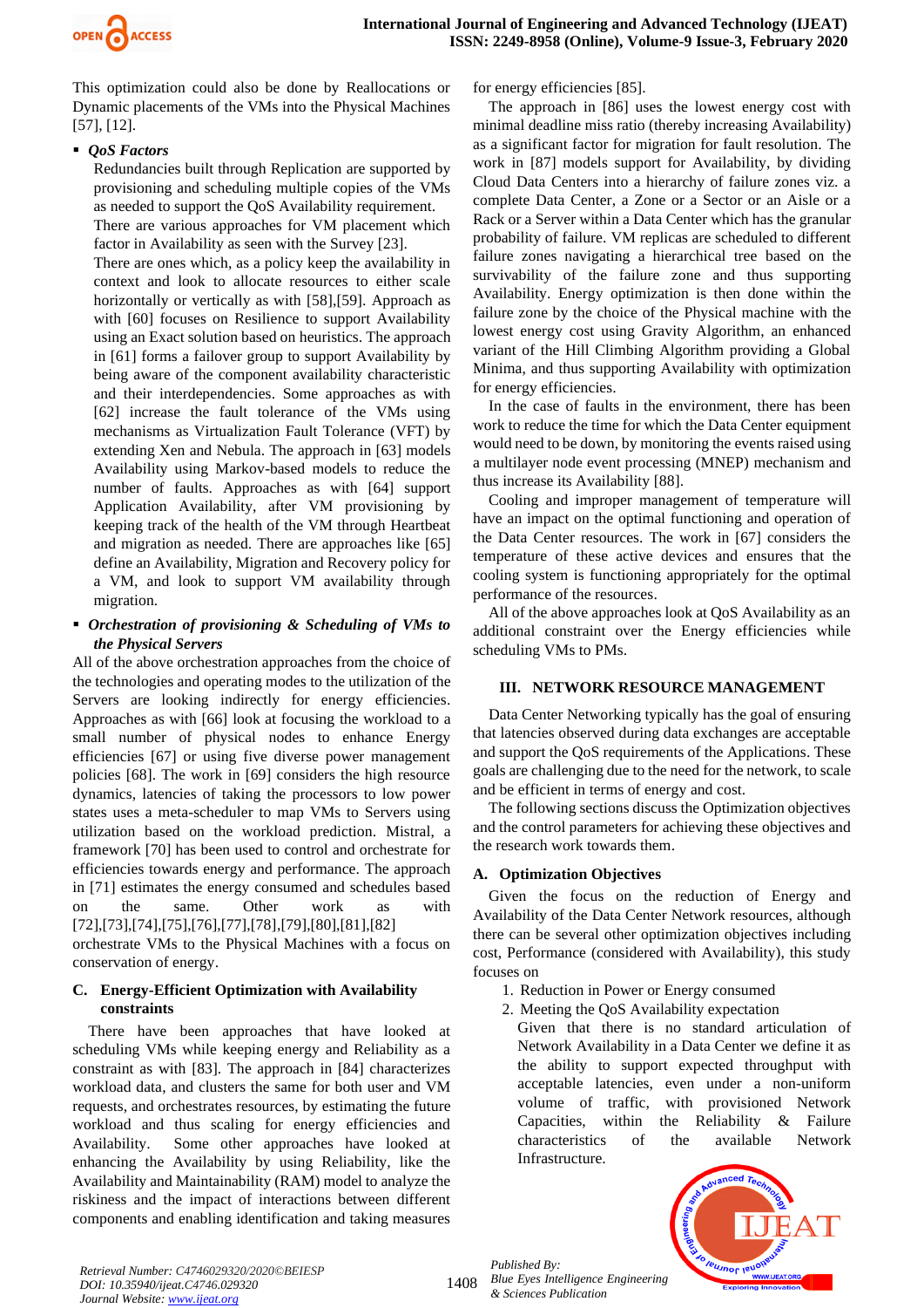This optimization could also be done by Reallocations or Dynamic placements of the VMs into the Physical Machines [57], [12].

- ***QoS Factors***

  Redundancies built through Replication are supported by provisioning and scheduling multiple copies of the VMs as needed to support the QoS Availability requirement.

  There are various approaches for VM placement which factor in Availability as seen with the Survey [23].

  There are ones which, as a policy keep the availability in context and look to allocate resources to either scale horizontally or vertically as with [58],[59]. Approach as with [60] focuses on Resilience to support Availability using an Exact solution based on heuristics. The approach in [61] forms a failover group to support Availability by being aware of the component availability characteristic and their interdependencies. Some approaches as with [62] increase the fault tolerance of the VMs using mechanisms as Virtualization Fault Tolerance (VFT) by extending Xen and Nebula. The approach in [63] models Availability using Markov-based models to reduce the number of faults. Approaches as with [64] support Application Availability, after VM provisioning by keeping track of the health of the VM through Heartbeat and migration as needed. There are approaches like [65] define an Availability, Migration and Recovery policy for a VM, and look to support VM availability through migration.

- ***Orchestration of provisioning & Scheduling of VMs to the Physical Servers***

All of the above orchestration approaches from the choice of the technologies and operating modes to the utilization of the Servers are looking indirectly for energy efficiencies. Approaches as with [66] look at focusing the workload to a small number of physical nodes to enhance Energy efficiencies [67] or using five diverse power management policies [68]. The work in [69] considers the high resource dynamics, latencies of taking the processors to low power states uses a meta-scheduler to map VMs to Servers using utilization based on the workload prediction. Mistral, a framework [70] has been used to control and orchestrate for efficiencies towards energy and performance. The approach in [71] estimates the energy consumed and schedules based on the same. Other work as with [72],[73],[74],[75],[76],[77],[78],[79],[80],[81],[82] orchestrate VMs to the Physical Machines with a focus on conservation of energy.

### C. Energy-Efficient Optimization with Availability constraints

There have been approaches that have looked at scheduling VMs while keeping energy and Reliability as a constraint as with [83]. The approach in [84] characterizes workload data, and clusters the same for both user and VM requests, and orchestrates resources, by estimating the future workload and thus scaling for energy efficiencies and Availability. Some other approaches have looked at enhancing the Availability by using Reliability, like the Availability and Maintainability (RAM) model to analyze the riskiness and the impact of interactions between different components and enabling identification and taking measures for energy efficiencies [85].

The approach in [86] uses the lowest energy cost with minimal deadline miss ratio (thereby increasing Availability) as a significant factor for migration for fault resolution. The work in [87] models support for Availability, by dividing Cloud Data Centers into a hierarchy of failure zones viz. a complete Data Center, a Sector or an Aisle or a Rack or a Server within a Data Center which has the granular probability of failure. VM replicas are scheduled to different failure zones navigating a hierarchical tree based on the survivability of the failure zone and thus supporting Availability. Energy optimization is then done within the failure zone by the choice of the Physical machine with the lowest energy cost using Gravity Algorithm, an enhanced variant of the Hill Climbing Algorithm providing a Global Minima, and thus supporting Availability with optimization for energy efficiencies.

In the case of faults in the environment, there has been work to reduce the time for which the Data Center equipment would need to be down, by monitoring the events raised using a multilayer node event processing (MNEP) mechanism and thus increase its Availability [88].

Cooling and improper management of temperature will have an impact on the optimal functioning and operation of the Data Center resources. The work in [67] considers the temperature of these active devices and ensures that the cooling system is functioning appropriately for the optimal performance of the resources.

All of the above approaches look at QoS Availability as an additional constraint over the Energy efficiencies while scheduling VMs to PMs.

## III. NETWORK RESOURCE MANAGEMENT

Data Center Networking typically has the goal of ensuring that latencies observed during data exchanges are acceptable and support the QoS requirements of the Applications. These goals are challenging due to the need for the network, to scale and be efficient in terms of energy and cost.

The following sections discuss the Optimization objectives and the control parameters for achieving these objectives and the research work towards them.

### A. Optimization Objectives

Given the focus on the reduction of Energy and Availability of the Data Center Network resources, although there can be several other optimization objectives including cost, Performance (considered with Availability), this study focuses on

1. Reduction in Power or Energy consumed
2. Meeting the QoS Availability expectation

   Given that there is no standard articulation of Network Availability in a Data Center we define it as the ability to support expected throughput with acceptable latencies, even under a non-uniform volume of traffic, with provisioned Network Capacities, within the Reliability & Failure characteristics of the available Network Infrastructure.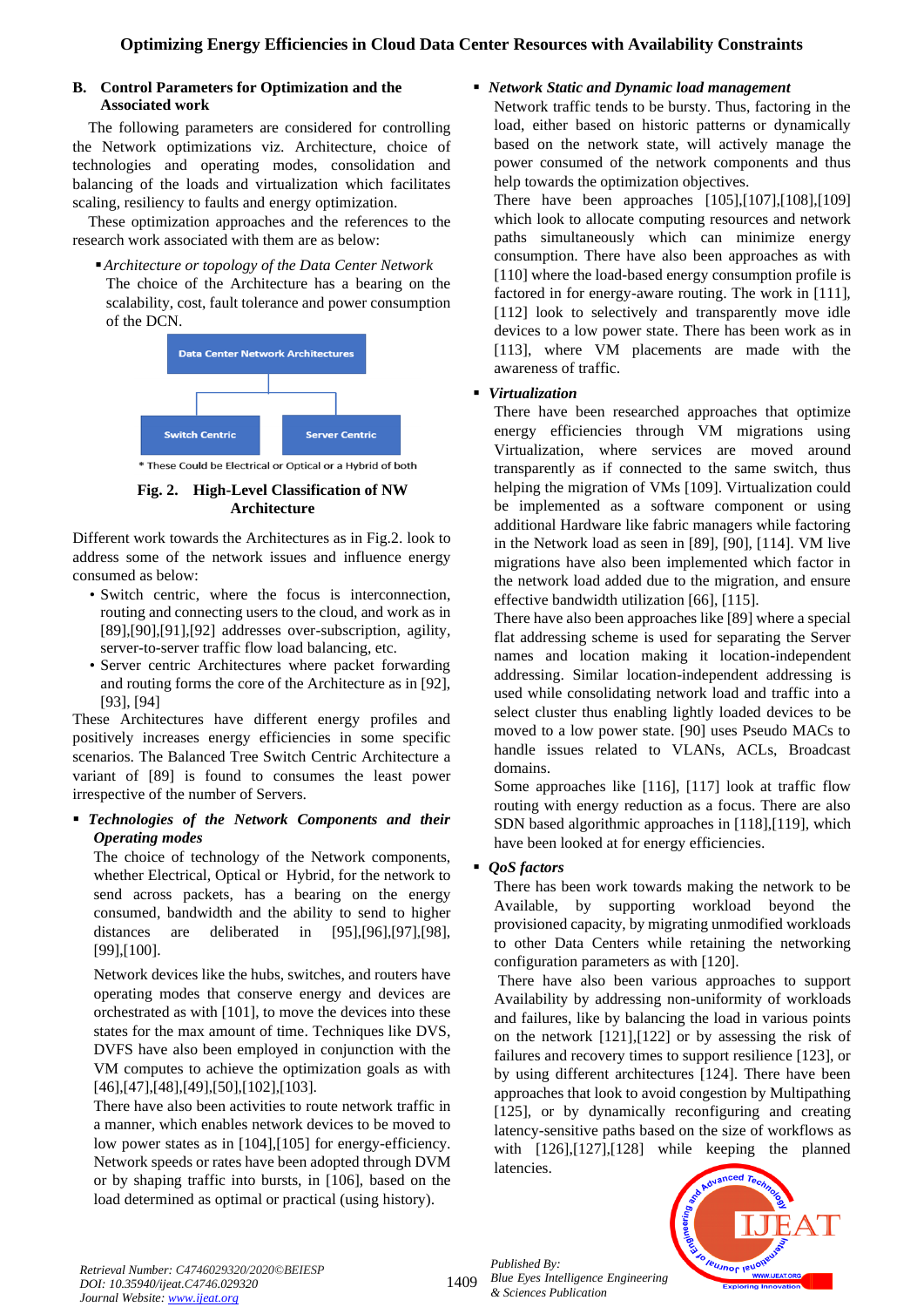### B. Control Parameters for Optimization and the Associated work

The following parameters are considered for controlling the Network optimizations viz. Architecture, choice of technologies and operating modes, consolidation and balancing of the loads and virtualization which facilitates scaling, resiliency to faults and energy optimization.

These optimization approaches and the references to the research work associated with them are as below:

- *Architecture or topology of the Data Center Network*

  The choice of the Architecture has a bearing on the scalability, cost, fault tolerance and power consumption of the DCN.

Data Center Network Architectures

Switch Centric | Server Centric

\* These Could be Electrical or Optical or a Hybrid of both

**Fig. 2. High-Level Classification of NW Architecture**

Different work towards the Architectures as in Fig.2. look to address some of the network issues and influence energy consumed as below:

- Switch centric, where the focus is interconnection, routing and connecting users to the cloud, and work as in [89],[90],[91],[92] addresses over-subscription, agility, server-to-server traffic flow load balancing, etc.
- Server centric Architectures where packet forwarding and routing forms the core of the Architecture as in [92], [93], [94]

These Architectures have different energy profiles and positively increases energy efficiencies in some specific scenarios. The Balanced Tree Switch Centric Architecture a variant of [89] is found to consumes the least power irrespective of the number of Servers.

- ***Technologies of the Network Components and their Operating modes***

  The choice of technology of the Network components, whether Electrical, Optical or Hybrid, for the network to send across packets, has a bearing on the energy consumed, bandwidth and the ability to send to higher distances are deliberated in [95],[96],[97],[98],[99],[100].

  Network devices like the hubs, switches, and routers have operating modes that conserve energy and devices are orchestrated as with [101], to move the devices into these states for the max amount of time. Techniques like DVS, DVFS have also been employed in conjunction with the VM computes to achieve the optimization goals as with [46],[47],[48],[49],[50],[102],[103].

  There have also been activities to route network traffic in a manner, which enables network devices to be moved to low power states as in [104],[105] for energy-efficiency. Network speeds or rates have been adopted through DVM or by shaping traffic into bursts, in [106], based on the load determined as optimal or practical (using history).

- ***Network Static and Dynamic load management***

  Network traffic tends to be bursty. Thus, factoring in the load, either based on historic patterns or dynamically based on the network state, will actively manage the power consumed of the network components and thus help towards the optimization objectives.

  There have been approaches [105],[107],[108],[109] which look to allocate computing resources and network paths simultaneously which can minimize energy consumption. There have also been approaches as with [110] where the load-based energy consumption profile is factored in for energy-aware routing. The work in [111], [112] look to selectively and transparently move idle devices to a low power state. There has been work as in [113], where VM placements are made with the awareness of traffic.

- ***Virtualization***

  There have been researched approaches that optimize energy efficiencies through VM migrations using Virtualization, where services are moved around transparently as if connected to the same switch, thus helping the migration of VMs [109]. Virtualization could be implemented as a software component or using additional Hardware like fabric managers while factoring in the Network load as seen in [89], [90], [114]. VM live migrations have also been implemented which factor in the network load added due to the migration, and ensure effective bandwidth utilization [66], [115].

  There have also been approaches like [89] where a special flat addressing scheme is used for separating the Server names and location making it location-independent addressing. Similar location-independent addressing is used while consolidating network load and traffic into a select cluster thus enabling lightly loaded devices to be moved to a low power state. [90] uses Pseudo MACs to handle issues related to VLANs, ACLs, Broadcast domains.

  Some approaches like [116], [117] look at traffic flow routing with energy reduction as a focus. There are also SDN based algorithmic approaches in [118],[119], which have been looked at for energy efficiencies.

- ***QoS factors***

  There has been work towards making the network to be Available, by supporting workload beyond the provisioned capacity, by migrating unmodified workloads to other Data Centers while retaining the networking configuration parameters as with [120].

  There have also been various approaches to support Availability by addressing non-uniformity of workloads and failures, like by balancing the load in various points on the network [121],[122] or by assessing the risk of failures and recovery times to support resilience [123], or by using different architectures [124]. There have been approaches that look to avoid congestion by Multipathing [125], or by dynamically reconfiguring and creating latency-sensitive paths based on the size of workflows as with [126],[127],[128] while keeping the planned latencies.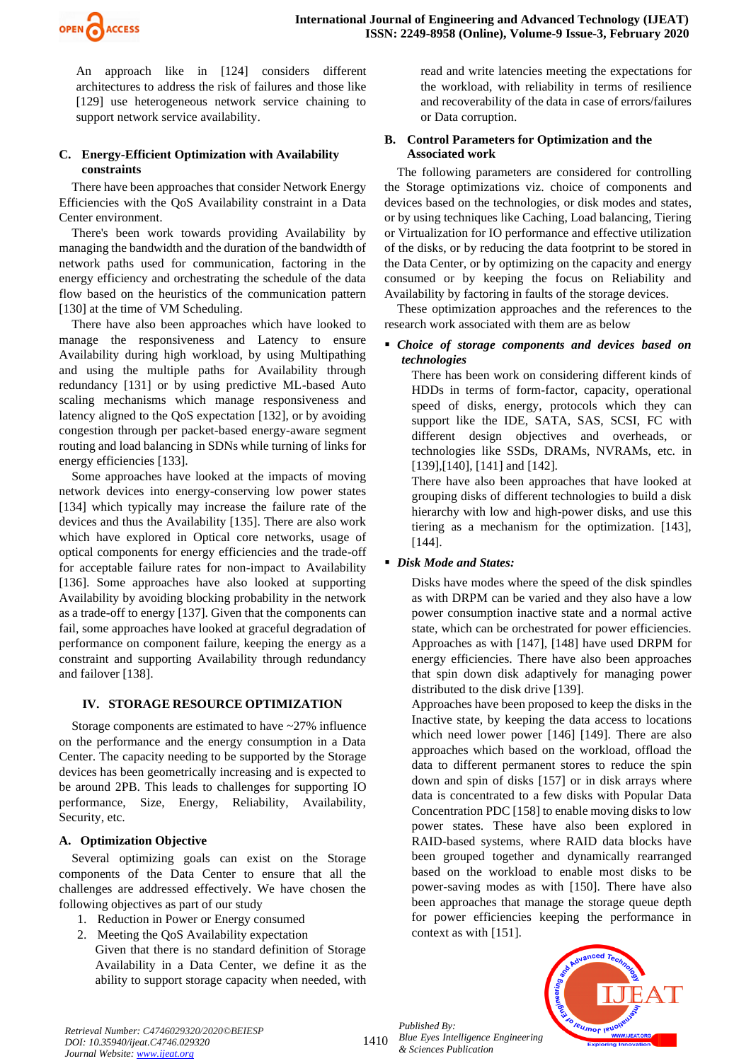An approach like in [124] considers different architectures to address the risk of failures and those like [129] use heterogeneous network service chaining to support network service availability.

### C. Energy-Efficient Optimization with Availability constraints

There have been approaches that consider Network Energy Efficiencies with the QoS Availability constraint in a Data Center environment.

There's been work towards providing Availability by managing the bandwidth and the duration of the bandwidth of network paths used for communication, factoring in the energy efficiency and orchestrating the schedule of the data flow based on the heuristics of the communication pattern [130] at the time of VM Scheduling.

There have also been approaches which have looked to manage the responsiveness and Latency to ensure Availability during high workload, by using Multipathing and using the multiple paths for Availability through redundancy [131] or by using predictive ML-based Auto scaling mechanisms which manage responsiveness and latency aligned to the QoS expectation [132], or by avoiding congestion through per packet-based energy-aware segment routing and load balancing in SDNs while turning of links for energy efficiencies [133].

Some approaches have looked at the impacts of moving network devices into energy-conserving low power states [134] which typically may increase the failure rate of the devices and thus the Availability [135]. There are also work which have explored in Optical core networks, usage of optical components for energy efficiencies and the trade-off for acceptable failure rates for non-impact to Availability [136]. Some approaches have also looked at supporting Availability by avoiding blocking probability in the network as a trade-off to energy [137]. Given that the components can fail, some approaches have looked at graceful degradation of performance on component failure, keeping the energy as a constraint and supporting Availability through redundancy and failover [138].

## IV. STORAGE RESOURCE OPTIMIZATION

Storage components are estimated to have ~27% influence on the performance and the energy consumption in a Data Center. The capacity needing to be supported by the Storage devices has been geometrically increasing and is expected to be around 2PB. This leads to challenges for supporting IO performance, Size, Energy, Reliability, Availability, Security, etc.

### A. Optimization Objective

Several optimizing goals can exist on the Storage components of the Data Center to ensure that all the challenges are addressed effectively. We have chosen the following objectives as part of our study

1. Reduction in Power or Energy consumed
2. Meeting the QoS Availability expectation
   Given that there is no standard definition of Storage Availability in a Data Center, we define it as the ability to support storage capacity when needed, with read and write latencies meeting the expectations for the workload, with reliability in terms of resilience and recoverability of the data in case of errors/failures or Data corruption.

### B. Control Parameters for Optimization and the Associated work

The following parameters are considered for controlling the Storage optimizations viz. choice of components and devices based on the technologies, or disk modes and states, or by using techniques like Caching, Load balancing, Tiering or Virtualization for IO performance and effective utilization of the disks, or by reducing the data footprint to be stored in the Data Center, or by optimizing on the capacity and energy consumed or by keeping the focus on Reliability and Availability by factoring in faults of the storage devices.

These optimization approaches and the references to the research work associated with them are as below

- ***Choice of storage components and devices based on technologies***

  There has been work on considering different kinds of HDDs in terms of form-factor, capacity, operational speed of disks, energy, protocols which they can support like the IDE, SATA, SAS, SCSI, FC with different design objectives and overheads, or technologies like SSDs, DRAMs, NVRAMs, etc. in [139],[140], [141] and [142].

  There have also been approaches that have looked at grouping disks of different technologies to build a disk hierarchy with low and high-power disks, and use this tiering as a mechanism for the optimization. [143], [144].

- ***Disk Mode and States:***

  Disks have modes where the speed of the disk spindles as with DRPM can be varied and they also have a low power consumption inactive state and a normal active state, which can be orchestrated for power efficiencies. Approaches as with [147], [148] have used DRPM for energy efficiencies. There have also been approaches that spin down disk adaptively for managing power distributed to the disk drive [139].

  Approaches have been proposed to keep the disks in the Inactive state, by keeping the data access to locations which need lower power [146] [149]. There are also approaches which based on the workload, offload the data to different permanent stores to reduce the spin down and spin of disks [157] or in disk arrays where data is concentrated to a few disks with Popular Data Concentration PDC [158] to enable moving disks to low power states. These have also been explored in RAID-based systems, where RAID data blocks have been grouped together and dynamically rearranged based on the workload to enable most disks to be power-saving modes as with [150]. There have also been approaches that manage the storage queue depth for power efficiencies keeping the performance in context as with [151].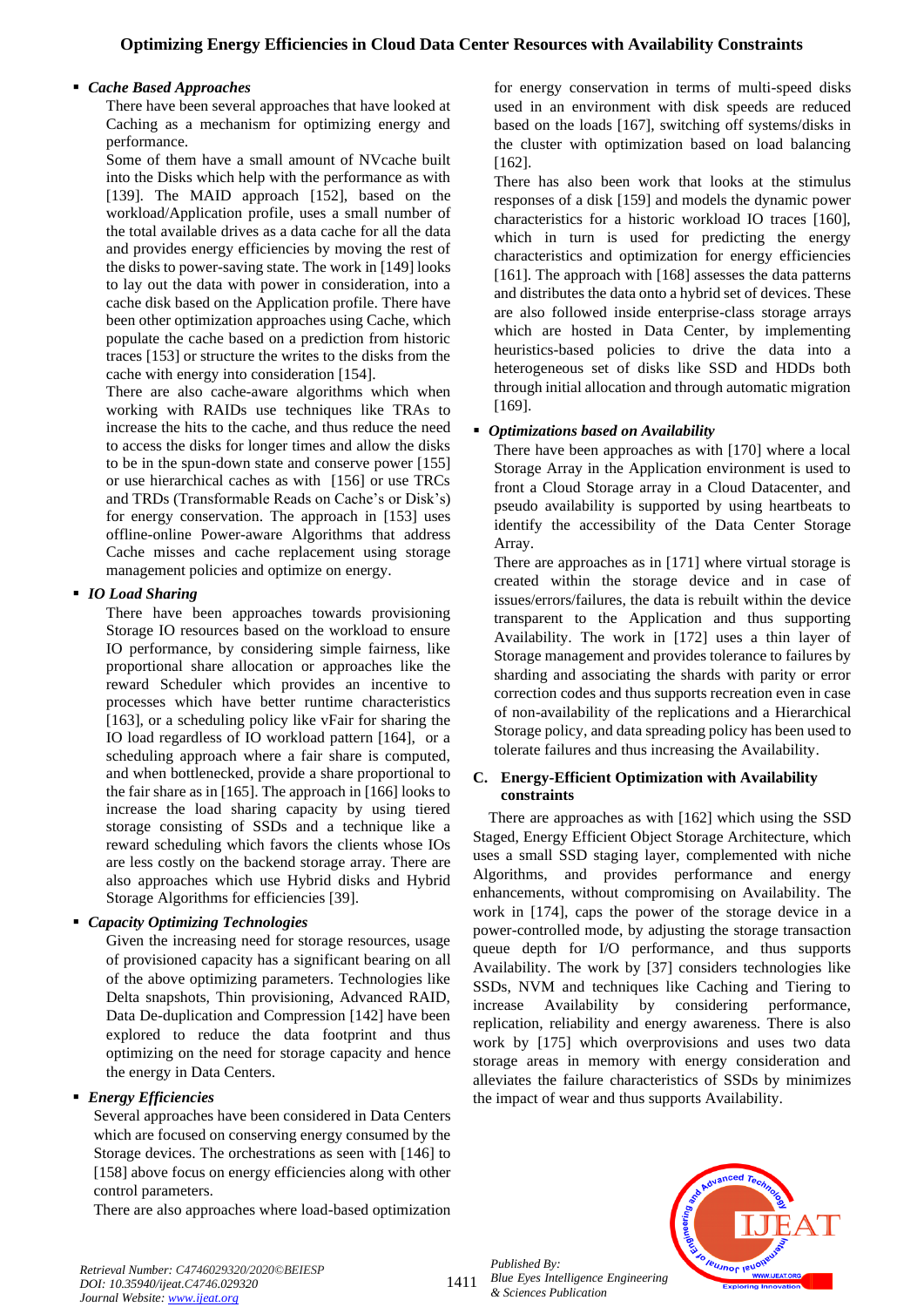- ***Cache Based Approaches***

  There have been several approaches that have looked at Caching as a mechanism for optimizing energy and performance.

  Some of them have a small amount of NVcache built into the Disks which help with the performance as with [139]. The MAID approach [152], based on the workload/Application profile, uses a small number of the total available drives as a data cache for all the data and provides energy efficiencies by moving the rest of the disks to power-saving state. The work in [149] looks to lay out the data with power in consideration, into a cache disk based on the Application profile. There have been other optimization approaches using Cache, which populate the cache based on a prediction from historic traces [153] or structure the writes to the disks from the cache with energy into consideration [154].

  There are also cache-aware algorithms which when working with RAIDs use techniques like TRAs to increase the hits to the cache, and thus reduce the need to access the disks for longer times and allow the disks to be in the spun-down state and conserve power [155] or use hierarchical caches as with [156] or use TRCs and TRDs (Transformable Reads on Cache's or Disk's) for energy conservation. The approach in [153] uses offline-online Power-aware Algorithms that address Cache misses and cache replacement using storage management policies and optimize on energy.

- ***IO Load Sharing***

  There have been approaches towards provisioning Storage IO resources based on the workload to ensure IO performance, by considering simple fairness, like proportional share allocation or approaches like the reward Scheduler which provides an incentive to processes which have better runtime characteristics [163], or a scheduling policy like vFair for sharing the IO load regardless of IO workload pattern [164], or a scheduling approach where a fair share is computed, and when bottlenecked, provide a share proportional to the fair share as in [165]. The approach in [166] looks to increase the load sharing capacity by using tiered storage consisting of SSDs and a technique like a reward scheduling which favors the clients whose IOs are less costly on the backend storage array. There are also approaches which use Hybrid disks and Hybrid Storage Algorithms for efficiencies [39].

- ***Capacity Optimizing Technologies***

  Given the increasing need for storage resources, usage of provisioned capacity has a significant bearing on all of the above optimizing parameters. Technologies like Delta snapshots, Thin provisioning, Advanced RAID, Data De-duplication and Compression [142] have been explored to reduce the data footprint and thus optimizing on the need for storage capacity and hence the energy in Data Centers.

- ***Energy Efficiencies***

  Several approaches have been considered in Data Centers which are focused on conserving energy consumed by the Storage devices. The orchestrations as seen with [146] to [158] above focus on energy efficiencies along with other control parameters.

  There are also approaches where load-based optimization for energy conservation in terms of multi-speed disks used in an environment with disk speeds are reduced based on the loads [167], switching off systems/disks in the cluster with optimization based on load balancing [162].

  There has also been work that looks at the stimulus responses of a disk [159] and models the dynamic power characteristics for a historic workload IO traces [160], which in turn is used for predicting the energy characteristics and optimization for energy efficiencies [161]. The approach with [168] assesses the data patterns and distributes the data onto a hybrid set of devices. These are also followed inside enterprise-class storage arrays which are hosted in Data Center, by implementing heuristics-based policies to drive the data into a heterogeneous set of disks like SSD and HDDs both through initial allocation and through automatic migration [169].

- ***Optimizations based on Availability***

  There have been approaches as with [170] where a local Storage Array in the Application environment is used to front a Cloud Storage array in a Cloud Datacenter, and pseudo availability is supported by using heartbeats to identify the accessibility of the Data Center Storage Array.

  There are approaches as in [171] where virtual storage is created within the storage device and in case of issues/errors/failures, the data is rebuilt within the device transparent to the Application and thus supporting Availability. The work in [172] uses a thin layer of Storage management and provides tolerance to failures by sharding and associating the shards with parity or error correction codes and thus supports recreation even in case of non-availability of the replications and a Hierarchical Storage policy, and data spreading policy has been used to tolerate failures and thus increasing the Availability.

### C. Energy-Efficient Optimization with Availability constraints

There are approaches as with [162] which using the SSD Staged, Energy Efficient Object Storage Architecture, which uses a small SSD staging layer, complemented with niche Algorithms, and provides performance and energy enhancements, without compromising on Availability. The work in [174], caps the power of the storage device in a power-controlled mode, by adjusting the storage transaction queue depth for I/O performance, and thus supports Availability. The work by [37] considers technologies like SSDs, NVM and techniques like Caching and Tiering to increase Availability by considering performance, replication, reliability and energy awareness. There is also work by [175] which overprovisions and uses two data storage areas in memory with energy consideration and alleviates the failure characteristics of SSDs by minimizes the impact of wear and thus supports Availability.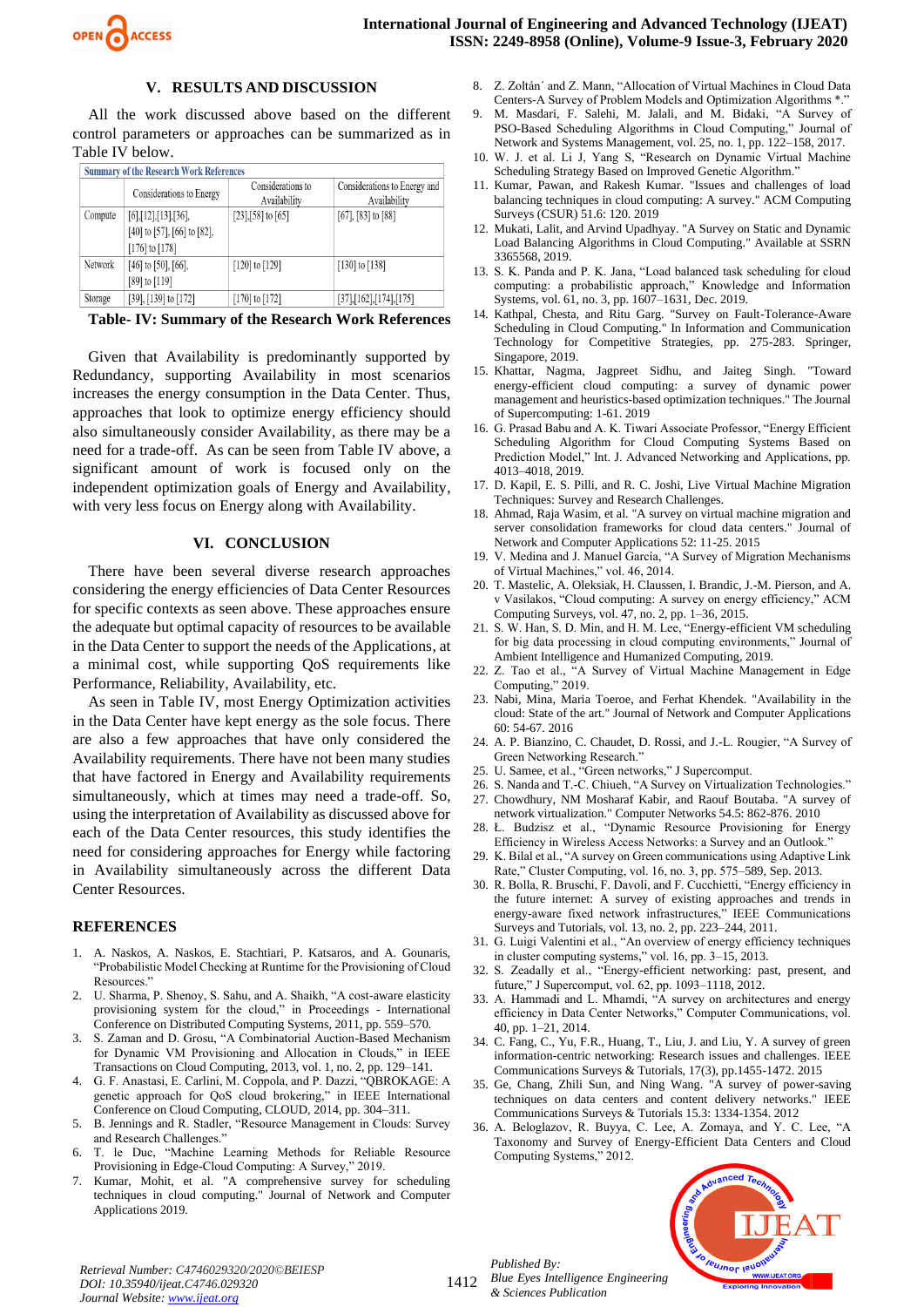## V. RESULTS AND DISCUSSION

All the work discussed above based on the different control parameters or approaches can be summarized as in Table IV below.

| Summary of the Research Work References | | | |
|---|---|---|---|
| | Considerations to Energy | Considerations to Availability | Considerations to Energy and Availability |
| Compute | [6],[12],[13],[36], [40] to [57], [66] to [82], [176] to [178] | [23],[58] to [65] | [67], [83] to [88] |
| Network | [46] to [50], [66], [89] to [119] | [120] to [129] | [130] to [138] |
| Storage | [39], [139] to [172] | [170] to [172] | [37],[162],[174],[175] |

**Table- IV: Summary of the Research Work References**

Given that Availability is predominantly supported by Redundancy, supporting Availability in most scenarios increases the energy consumption in the Data Center. Thus, approaches that look to optimize energy efficiency should also simultaneously consider Availability, as there may be a need for a trade-off. As can be seen from Table IV above, a significant amount of work is focused only on the independent optimization goals of Energy and Availability, with very less focus on Energy along with Availability.

## VI. CONCLUSION

There have been several diverse research approaches considering the energy efficiencies of Data Center Resources for specific contexts as seen above. These approaches ensure the adequate but optimal capacity of resources to be available in the Data Center to support the needs of the Applications, at a minimal cost, while supporting QoS requirements like Performance, Reliability, Availability, etc.

As seen in Table IV, most Energy Optimization activities in the Data Center have kept energy as the sole focus. There are also a few approaches that have only considered the Availability requirements. There have not been many studies that have factored in Energy and Availability requirements simultaneously, which at times may need a trade-off. So, using the interpretation of Availability as discussed above for each of the Data Center resources, this study identifies the need for considering approaches for Energy while factoring in Availability simultaneously across the different Data Center Resources.

## REFERENCES

1. A. Naskos, A. Naskos, E. Stachtiari, P. Katsaros, and A. Gounaris, "Probabilistic Model Checking at Runtime for the Provisioning of Cloud Resources."
2. U. Sharma, P. Shenoy, S. Sahu, and A. Shaikh, "A cost-aware elasticity provisioning system for the cloud," in Proceedings - International Conference on Distributed Computing Systems, 2011, pp. 559–570.
3. S. Zaman and D. Grosu, "A Combinatorial Auction-Based Mechanism for Dynamic VM Provisioning and Allocation in Clouds," in IEEE Transactions on Cloud Computing, 2013, vol. 1, no. 2, pp. 129–141.
4. G. F. Anastasi, E. Carlini, M. Coppola, and P. Dazzi, "QBROKAGE: A genetic approach for QoS cloud brokering," in IEEE International Conference on Cloud Computing, CLOUD, 2014, pp. 304–311.
5. B. Jennings and R. Stadler, "Resource Management in Clouds: Survey and Research Challenges."
6. T. le Duc, "Machine Learning Methods for Reliable Resource Provisioning in Edge-Cloud Computing: A Survey," 2019.
7. Kumar, Mohit, et al. "A comprehensive survey for scheduling techniques in cloud computing." Journal of Network and Computer Applications 2019.
8. Z. Zoltán´ and Z. Mann, "Allocation of Virtual Machines in Cloud Data Centers-A Survey of Problem Models and Optimization Algorithms *."
9. M. Masdari, F. Salehi, M. Jalali, and M. Bidaki, "A Survey of PSO-Based Scheduling Algorithms in Cloud Computing," Journal of Network and Systems Management, vol. 25, no. 1, pp. 122–158, 2017.
10. W. J. et al. Li J, Yang S, "Research on Dynamic Virtual Machine Scheduling Strategy Based on Improved Genetic Algorithm."
11. Kumar, Pawan, and Rakesh Kumar. "Issues and challenges of load balancing techniques in cloud computing: A survey." ACM Computing Surveys (CSUR) 51.6: 120. 2019
12. Mukati, Lalit, and Arvind Upadhyay. "A Survey on Static and Dynamic Load Balancing Algorithms in Cloud Computing." Available at SSRN 3365568, 2019.
13. S. K. Panda and P. K. Jana, "Load balanced task scheduling for cloud computing: a probabilistic approach," Knowledge and Information Systems, vol. 61, no. 3, pp. 1607–1631, Dec. 2019.
14. Kathpal, Chesta, and Ritu Garg. "Survey on Fault-Tolerance-Aware Scheduling in Cloud Computing." In Information and Communication Technology for Competitive Strategies, pp. 275-283. Springer, Singapore, 2019.
15. Khattar, Nagma, Jagpreet Sidhu, and Jaiteg Singh. "Toward energy-efficient cloud computing: a survey of dynamic power management and heuristics-based optimization techniques." The Journal of Supercomputing: 1-61. 2019
16. G. Prasad Babu and A. K. Tiwari Associate Professor, "Energy Efficient Scheduling Algorithm for Cloud Computing Systems Based on Prediction Model," Int. J. Advanced Networking and Applications, pp. 4013–4018, 2019.
17. D. Kapil, E. S. Pilli, and R. C. Joshi, Live Virtual Machine Migration Techniques: Survey and Research Challenges.
18. Ahmad, Raja Wasim, et al. "A survey on virtual machine migration and server consolidation frameworks for cloud data centers." Journal of Network and Computer Applications 52: 11-25. 2015
19. V. Medina and J. Manuel García, "A Survey of Migration Mechanisms of Virtual Machines," vol. 46, 2014.
20. T. Mastelic, A. Oleksiak, H. Claussen, I. Brandic, J.-M. Pierson, and A. v Vasilakos, "Cloud computing: A survey on energy efficiency," ACM Computing Surveys, vol. 47, no. 2, pp. 1–36, 2015.
21. S. W. Han, S. D. Min, and H. M. Lee, "Energy-efficient VM scheduling for big data processing in cloud computing environments," Journal of Ambient Intelligence and Humanized Computing, 2019.
22. Z. Tao et al., "A Survey of Virtual Machine Management in Edge Computing," 2019.
23. Nabi, Mina, Maria Toeroe, and Ferhat Khendek. "Availability in the cloud: State of the art." Journal of Network and Computer Applications 60: 54-67. 2016
24. A. P. Bianzino, C. Chaudet, D. Rossi, and J.-L. Rougier, "A Survey of Green Networking Research."
25. U. Samee, et al., "Green networks," J Supercomput.
26. S. Nanda and T.-C. Chiueh, "A Survey on Virtualization Technologies."
27. Chowdhury, NM Mosharaf Kabir, and Raouf Boutaba. "A survey of network virtualization." Computer Networks 54.5: 862-876. 2010
28. Ł. Budzisz et al., "Dynamic Resource Provisioning for Energy Efficiency in Wireless Access Networks: a Survey and an Outlook."
29. K. Bilal et al., "A survey on Green communications using Adaptive Link Rate," Cluster Computing, vol. 16, no. 3, pp. 575–589, Sep. 2013.
30. R. Bolla, R. Bruschi, F. Davoli, and F. Cucchietti, "Energy efficiency in the future internet: A survey of existing approaches and trends in energy-aware fixed network infrastructures," IEEE Communications Surveys and Tutorials, vol. 13, no. 2, pp. 223–244, 2011.
31. G. Luigi Valentini et al., "An overview of energy efficiency techniques in cluster computing systems," vol. 16, pp. 3–15, 2013.
32. S. Zeadally et al., "Energy-efficient networking: past, present, and future," J Supercomput, vol. 62, pp. 1093–1118, 2012.
33. A. Hammadi and L. Mhamdi, "A survey on architectures and energy efficiency in Data Center Networks," Computer Communications, vol. 40, pp. 1–21, 2014.
34. C. Fang, C., Yu, F.R., Huang, T., Liu, J. and Liu, Y. A survey of green information-centric networking: Research issues and challenges. IEEE Communications Surveys & Tutorials, 17(3), pp.1455-1472. 2015
35. Ge, Chang, Zhili Sun, and Ning Wang. "A survey of power-saving techniques on data centers and content delivery networks." IEEE Communications Surveys & Tutorials 15.3: 1334-1354. 2012
36. A. Beloglazov, R. Buyya, C. Lee, A. Zomaya, and Y. C. Lee, "A Taxonomy and Survey of Energy-Efficient Data Centers and Cloud Computing Systems," 2012.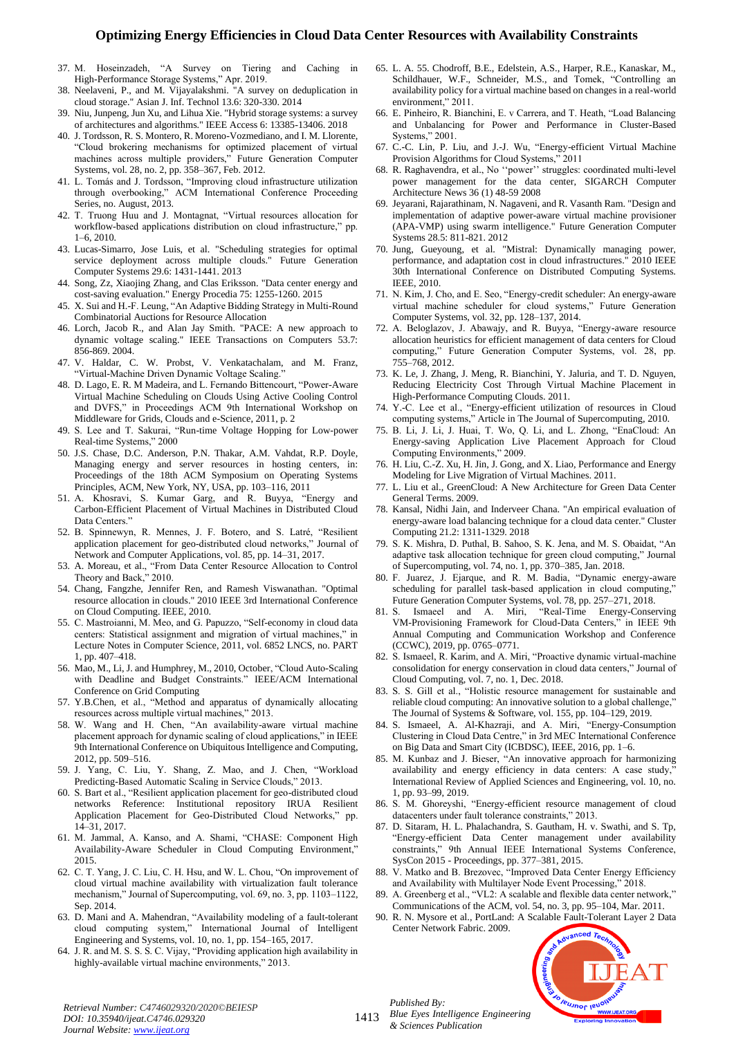37. M. Hoseinzadeh, "A Survey on Tiering and Caching in High-Performance Storage Systems," Apr. 2019.
38. Neelaveni, P., and M. Vijayalakshmi. "A survey on deduplication in cloud storage." Asian J. Inf. Technol 13.6: 320-330. 2014
39. Niu, Junpeng, Jun Xu, and Lihua Xie. "Hybrid storage systems: a survey of architectures and algorithms." IEEE Access 6: 13385-13406. 2018
40. J. Tordsson, R. S. Montero, R. Moreno-Vozmediano, and I. M. Llorente, "Cloud brokering mechanisms for optimized placement of virtual machines across multiple providers," Future Generation Computer Systems, vol. 28, no. 2, pp. 358–367, Feb. 2012.
41. L. Tomás and J. Tordsson, "Improving cloud infrastructure utilization through overbooking," ACM International Conference Proceeding Series, no. August, 2013.
42. T. Truong Huu and J. Montagnat, "Virtual resources allocation for workflow-based applications distribution on cloud infrastructure," pp. 1–6, 2010.
43. Lucas-Simarro, Jose Luis, et al. "Scheduling strategies for optimal service deployment across multiple clouds." Future Generation Computer Systems 29.6: 1431-1441. 2013
44. Song, Zz, Xiaojing Zhang, and Clas Eriksson. "Data center energy and cost-saving evaluation." Energy Procedia 75: 1255-1260. 2015
45. X. Sui and H.-F. Leung, "An Adaptive Bidding Strategy in Multi-Round Combinatorial Auctions for Resource Allocation
46. Lorch, Jacob R., and Alan Jay Smith. "PACE: A new approach to dynamic voltage scaling." IEEE Transactions on Computers 53.7: 856-869. 2004.
47. V. Haldar, C. W. Probst, V. Venkatachalam, and M. Franz, "Virtual-Machine Driven Dynamic Voltage Scaling."
48. D. Lago, E. R. M Madeira, and L. Fernando Bittencourt, "Power-Aware Virtual Machine Scheduling on Clouds Using Active Cooling Control and DVFS," in Proceedings ACM 9th International Workshop on Middleware for Grids, Clouds and e-Science, 2011, p. 2
49. S. Lee and T. Sakurai, "Run-time Voltage Hopping for Low-power Real-time Systems," 2000
50. J.S. Chase, D.C. Anderson, P.N. Thakar, A.M. Vahdat, R.P. Doyle, Managing energy and server resources in hosting centers, in: Proceedings of the 18th ACM Symposium on Operating Systems Principles, ACM, New York, NY, USA, pp. 103–116, 2011
51. A. Khosravi, S. Kumar Garg, and R. Buyya, "Energy and Carbon-Efficient Placement of Virtual Machines in Distributed Cloud Data Centers."
52. B. Spinnewyn, R. Mennes, J. F. Botero, and S. Latré, "Resilient application placement for geo-distributed cloud networks," Journal of Network and Computer Applications, vol. 85, pp. 14–31, 2017.
53. A. Moreau, et al., "From Data Center Resource Allocation to Control Theory and Back," 2010.
54. Chang, Fangzhe, Jennifer Ren, and Ramesh Viswanathan. "Optimal resource allocation in clouds." 2010 IEEE 3rd International Conference on Cloud Computing. IEEE, 2010.
55. C. Mastroianni, M. Meo, and G. Papuzzo, "Self-economy in cloud data centers: Statistical assignment and migration of virtual machines," in Lecture Notes in Computer Science, 2011, vol. 6852 LNCS, no. PART 1, pp. 407–418.
56. Mao, M., Li, J. and Humphrey, M., 2010, October, "Cloud Auto-Scaling with Deadline and Budget Constraints." IEEE/ACM International Conference on Grid Computing
57. Y.B.Chen, et al., "Method and apparatus of dynamically allocating resources across multiple virtual machines," 2013.
58. W. Wang and H. Chen, "An availability-aware virtual machine placement approach for dynamic scaling of cloud applications," in IEEE 9th International Conference on Ubiquitous Intelligence and Computing, 2012, pp. 509–516.
59. J. Yang, C. Liu, Y. Shang, Z. Mao, and J. Chen, "Workload Predicting-Based Automatic Scaling in Service Clouds," 2013.
60. S. Bart et al., "Resilient application placement for geo-distributed cloud networks Reference: Institutional repository IRUA Resilient Application Placement for Geo-Distributed Cloud Networks," pp. 14–31, 2017.
61. M. Jammal, A. Kanso, and A. Shami, "CHASE: Component High Availability-Aware Scheduler in Cloud Computing Environment," 2015.
62. C. T. Yang, J. C. Liu, C. H. Hsu, and W. L. Chou, "On improvement of cloud virtual machine availability with virtualization fault tolerance mechanism," Journal of Supercomputing, vol. 69, no. 3, pp. 1103–1122, Sep. 2014.
63. D. Mani and A. Mahendran, "Availability modeling of a fault-tolerant cloud computing system," International Journal of Intelligent Engineering and Systems, vol. 10, no. 1, pp. 154–165, 2017.
64. J. R. and M. S. S. S. C. Vijay, "Providing application high availability in highly-available virtual machine environments," 2013.
65. L. A. 55. Chodroff, B.E., Edelstein, A.S., Harper, R.E., Kanaskar, M., Schildhauer, W.F., Schneider, M.S., and Tomek, "Controlling an availability policy for a virtual machine based on changes in a real-world environment," 2011.
66. E. Pinheiro, R. Bianchini, E. v Carrera, and T. Heath, "Load Balancing and Unbalancing for Power and Performance in Cluster-Based Systems," 2001.
67. C.-C. Lin, P. Liu, and J.-J. Wu, "Energy-efficient Virtual Machine Provision Algorithms for Cloud Systems," 2011
68. R. Raghavendra, et al., No ''power'' struggles: coordinated multi-level power management for the data center, SIGARCH Computer Architecture News 36 (1) 48-59 2008
69. Jeyarani, Rajarathinam, N. Nagaveni, and R. Vasanth Ram. "Design and implementation of adaptive power-aware virtual machine provisioner (APA-VMP) using swarm intelligence." Future Generation Computer Systems 28.5: 811-821. 2012
70. Jung, Gueyoung, et al. "Mistral: Dynamically managing power, performance, and adaptation cost in cloud infrastructures." 2010 IEEE 30th International Conference on Distributed Computing Systems. IEEE, 2010.
71. N. Kim, J. Cho, and E. Seo, "Energy-credit scheduler: An energy-aware virtual machine scheduler for cloud systems," Future Generation Computer Systems, vol. 32, pp. 128–137, 2014.
72. A. Beloglazov, J. Abawajy, and R. Buyya, "Energy-aware resource allocation heuristics for efficient management of data centers for Cloud computing," Future Generation Computer Systems, vol. 28, pp. 755–768, 2012.
73. K. Le, J. Zhang, J. Meng, R. Bianchini, Y. Jaluria, and T. D. Nguyen, Reducing Electricity Cost Through Virtual Machine Placement in High-Performance Computing Clouds. 2011.
74. Y.-C. Lee et al., "Energy-efficient utilization of resources in Cloud computing systems," Article in The Journal of Supercomputing, 2010.
75. B. Li, J. Li, J. Huai, T. Wo, Q. Li, and L. Zhong, "EnaCloud: An Energy-saving Application Live Placement Approach for Cloud Computing Environments," 2009.
76. H. Liu, C.-Z. Xu, H. Jin, J. Gong, and X. Liao, Performance and Energy Modeling for Live Migration of Virtual Machines. 2011.
77. L. Liu et al., GreenCloud: A New Architecture for Green Data Center General Terms. 2009.
78. Kansal, Nidhi Jain, and Inderveer Chana. "An empirical evaluation of energy-aware load balancing technique for a cloud data center." Cluster Computing 21.2: 1311-1329. 2018
79. S. K. Mishra, D. Puthal, B. Sahoo, S. K. Jena, and M. S. Obaidat, "An adaptive task allocation technique for green cloud computing," Journal of Supercomputing, vol. 74, no. 1, pp. 370–385, Jan. 2018.
80. F. Juarez, J. Ejarque, and R. M. Badia, "Dynamic energy-aware scheduling for parallel task-based application in cloud computing," Future Generation Computer Systems, vol. 78, pp. 257–271, 2018.
81. S. Ismaeel and A. Miri, "Real-Time Energy-Conserving VM-Provisioning Framework for Cloud-Data Centers," in IEEE 9th Annual Computing and Communication Workshop and Conference (CCWC), 2019, pp. 0765–0771.
82. S. Ismaeel, R. Karim, and A. Miri, "Proactive dynamic virtual-machine consolidation for energy conservation in cloud data centers," Journal of Cloud Computing, vol. 7, no. 1, Dec. 2018.
83. S. S. Gill et al., "Holistic resource management for sustainable and reliable cloud computing: An innovative solution to a global challenge," The Journal of Systems & Software, vol. 155, pp. 104–129, 2019.
84. S. Ismaeel, A. Al-Khazraji, and A. Miri, "Energy-Consumption Clustering in Cloud Data Centre," in 3rd MEC International Conference on Big Data and Smart City (ICBDSC), IEEE, 2016, pp. 1–6.
85. M. Kunbaz and J. Bieser, "An innovative approach for harmonizing availability and energy efficiency in data centers: A case study," International Review of Applied Sciences and Engineering, vol. 10, no. 1, pp. 93–99, 2019.
86. S. M. Ghoreyshi, "Energy-efficient resource management of cloud datacenters under fault tolerance constraints," 2013.
87. D. Sitaram, H. L. Phalachandra, S. Gautham, H. v. Swathi, and S. Tp, "Energy-efficient Data Center management under availability constraints," 9th Annual IEEE International Systems Conference, SysCon 2015 - Proceedings, pp. 377–381, 2015.
88. V. Matko and B. Brezovec, "Improved Data Center Energy Efficiency and Availability with Multilayer Node Event Processing," 2018.
89. A. Greenberg et al., "VL2: A scalable and flexible data center network," Communications of the ACM, vol. 54, no. 3, pp. 95–104, Mar. 2011.
90. R. N. Mysore et al., PortLand: A Scalable Fault-Tolerant Layer 2 Data Center Network Fabric. 2009.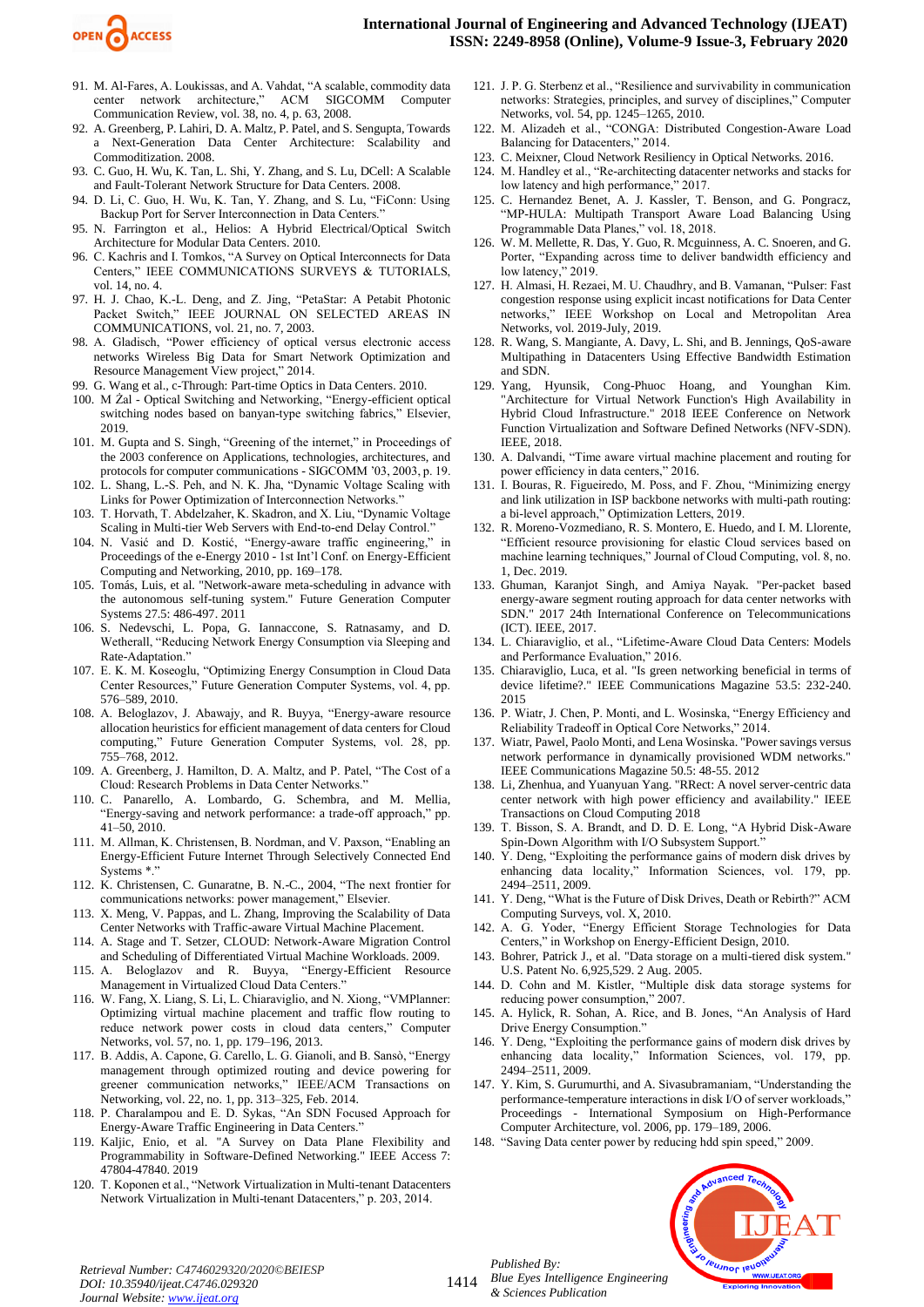91. M. Al-Fares, A. Loukissas, and A. Vahdat, “A scalable, commodity data center network architecture,” ACM SIGCOMM Computer Communication Review, vol. 38, no. 4, p. 63, 2008.
92. A. Greenberg, P. Lahiri, D. A. Maltz, P. Patel, and S. Sengupta, Towards a Next-Generation Data Center Architecture: Scalability and Commoditization. 2008.
93. C. Guo, H. Wu, K. Tan, L. Shi, Y. Zhang, and S. Lu, DCell: A Scalable and Fault-Tolerant Network Structure for Data Centers. 2008.
94. D. Li, C. Guo, H. Wu, K. Tan, Y. Zhang, and S. Lu, “FiConn: Using Backup Port for Server Interconnection in Data Centers.”
95. N. Farrington et al., Helios: A Hybrid Electrical/Optical Switch Architecture for Modular Data Centers. 2010.
96. C. Kachris and I. Tomkos, “A Survey on Optical Interconnects for Data Centers,” IEEE COMMUNICATIONS SURVEYS & TUTORIALS, vol. 14, no. 4.
97. H. J. Chao, K.-L. Deng, and Z. Jing, “PetaStar: A Petabit Photonic Packet Switch,” IEEE JOURNAL ON SELECTED AREAS IN COMMUNICATIONS, vol. 21, no. 7, 2003.
98. A. Gladisch, “Power efficiency of optical versus electronic access networks Wireless Big Data for Smart Network Optimization and Resource Management View project,” 2014.
99. G. Wang et al., c-Through: Part-time Optics in Data Centers. 2010.
100. M Žal - Optical Switching and Networking, “Energy-efficient optical switching nodes based on banyan-type switching fabrics,” Elsevier, 2019.
101. M. Gupta and S. Singh, “Greening of the internet,” in Proceedings of the 2003 conference on Applications, technologies, architectures, and protocols for computer communications - SIGCOMM '03, 2003, p. 19.
102. L. Shang, L.-S. Peh, and N. K. Jha, “Dynamic Voltage Scaling with Links for Power Optimization of Interconnection Networks.”
103. T. Horvath, T. Abdelzaher, K. Skadron, and X. Liu, “Dynamic Voltage Scaling in Multi-tier Web Servers with End-to-end Delay Control.”
104. N. Vasić and D. Kostić, “Energy-aware traffic engineering,” in Proceedings of the e-Energy 2010 - 1st Int'l Conf. on Energy-Efficient Computing and Networking, 2010, pp. 169–178.
105. Tomás, Luis, et al. "Network-aware meta-scheduling in advance with the autonomous self-tuning system." Future Generation Computer Systems 27.5: 486-497. 2011
106. S. Nedevschi, L. Popa, G. Iannaccone, S. Ratnasamy, and D. Wetherall, “Reducing Network Energy Consumption via Sleeping and Rate-Adaptation.”
107. E. K. M. Koseoglu, “Optimizing Energy Consumption in Cloud Data Center Resources,” Future Generation Computer Systems, vol. 4, pp. 576–589, 2010.
108. A. Beloglazov, J. Abawajy, and R. Buyya, “Energy-aware resource allocation heuristics for efficient management of data centers for Cloud computing,” Future Generation Computer Systems, vol. 28, pp. 755–768, 2012.
109. A. Greenberg, J. Hamilton, D. A. Maltz, and P. Patel, “The Cost of a Cloud: Research Problems in Data Center Networks.”
110. C. Panarello, A. Lombardo, G. Schembra, and M. Mellia, “Energy-saving and network performance: a trade-off approach,” pp. 41–50, 2010.
111. M. Allman, K. Christensen, B. Nordman, and V. Paxson, “Enabling an Energy-Efficient Future Internet Through Selectively Connected End Systems *.”
112. K. Christensen, C. Gunaratne, B. N.-C., 2004, “The next frontier for communications networks: power management,” Elsevier.
113. X. Meng, V. Pappas, and L. Zhang, Improving the Scalability of Data Center Networks with Traffic-aware Virtual Machine Placement.
114. A. Stage and T. Setzer, CLOUD: Network-Aware Migration Control and Scheduling of Differentiated Virtual Machine Workloads. 2009.
115. A. Beloglazov and R. Buyya, “Energy-Efficient Resource Management in Virtualized Cloud Data Centers.”
116. W. Fang, X. Liang, S. Li, L. Chiaraviglio, and N. Xiong, “VMPlanner: Optimizing virtual machine placement and traffic flow routing to reduce network power costs in cloud data centers,” Computer Networks, vol. 57, no. 1, pp. 179–196, 2013.
117. B. Addis, A. Capone, G. Carello, L. G. Gianoli, and B. Sansò, “Energy management through optimized routing and device powering for greener communication networks,” IEEE/ACM Transactions on Networking, vol. 22, no. 1, pp. 313–325, Feb. 2014.
118. P. Charalampou and E. D. Sykas, “An SDN Focused Approach for Energy-Aware Traffic Engineering in Data Centers.”
119. Kaljic, Enio, et al. "A Survey on Data Plane Flexibility and Programmability in Software-Defined Networking." IEEE Access 7: 47804-47840. 2019
120. T. Koponen et al., “Network Virtualization in Multi-tenant Datacenters Network Virtualization in Multi-tenant Datacenters,” p. 203, 2014.
121. J. P. G. Sterbenz et al., “Resilience and survivability in communication networks: Strategies, principles, and survey of disciplines,” Computer Networks, vol. 54, pp. 1245–1265, 2010.
122. M. Alizadeh et al., “CONGA: Distributed Congestion-Aware Load Balancing for Datacenters,” 2014.
123. C. Meixner, Cloud Network Resiliency in Optical Networks. 2016.
124. M. Handley et al., “Re-architecting datacenter networks and stacks for low latency and high performance,” 2017.
125. C. Hernandez Benet, A. J. Kassler, T. Benson, and G. Pongracz, “MP-HULA: Multipath Transport Aware Load Balancing Using Programmable Data Planes,” vol. 18, 2018.
126. W. M. Mellette, R. Das, Y. Guo, R. Mcguinness, A. C. Snoeren, and G. Porter, “Expanding across time to deliver bandwidth efficiency and low latency,” 2019.
127. H. Almasi, H. Rezaei, M. U. Chaudhry, and B. Vamanan, “Pulser: Fast congestion response using explicit incast notifications for Data Center networks,” IEEE Workshop on Local and Metropolitan Area Networks, vol. 2019-July, 2019.
128. R. Wang, S. Mangiante, A. Davy, L. Shi, and B. Jennings, QoS-aware Multipathing in Datacenters Using Effective Bandwidth Estimation and SDN.
129. Yang, Hyunsik, Cong-Phuoc Hoang, and Younghan Kim. "Architecture for Virtual Network Function's High Availability in Hybrid Cloud Infrastructure." 2018 IEEE Conference on Network Function Virtualization and Software Defined Networks (NFV-SDN). IEEE, 2018.
130. A. Dalvandi, “Time aware virtual machine placement and routing for power efficiency in data centers,” 2016.
131. I. Bouras, R. Figueiredo, M. Poss, and F. Zhou, “Minimizing energy and link utilization in ISP backbone networks with multi-path routing: a bi-level approach,” Optimization Letters, 2019.
132. R. Moreno-Vozmediano, R. S. Montero, E. Huedo, and I. M. Llorente, “Efficient resource provisioning for elastic Cloud services based on machine learning techniques,” Journal of Cloud Computing, vol. 8, no. 1, Dec. 2019.
133. Ghuman, Karanjot Singh, and Amiya Nayak. "Per-packet based energy-aware segment routing approach for data center networks with SDN." 2017 24th International Conference on Telecommunications (ICT). IEEE, 2017.
134. L. Chiaraviglio, et al., “Lifetime-Aware Cloud Data Centers: Models and Performance Evaluation,” 2016.
135. Chiaraviglio, Luca, et al. "Is green networking beneficial in terms of device lifetime?." IEEE Communications Magazine 53.5: 232-240. 2015
136. P. Wiatr, J. Chen, P. Monti, and L. Wosinska, “Energy Efficiency and Reliability Tradeoff in Optical Core Networks,” 2014.
137. Wiatr, Pawel, Paolo Monti, and Lena Wosinska. "Power savings versus network performance in dynamically provisioned WDM networks." IEEE Communications Magazine 50.5: 48-55. 2012
138. Li, Zhenhua, and Yuanyuan Yang. "RRect: A novel server-centric data center network with high power efficiency and availability." IEEE Transactions on Cloud Computing 2018
139. T. Bisson, S. A. Brandt, and D. D. E. Long, “A Hybrid Disk-Aware Spin-Down Algorithm with I/O Subsystem Support.”
140. Y. Deng, “Exploiting the performance gains of modern disk drives by enhancing data locality,” Information Sciences, vol. 179, pp. 2494–2511, 2009.
141. Y. Deng, “What is the Future of Disk Drives, Death or Rebirth?” ACM Computing Surveys, vol. X, 2010.
142. A. G. Yoder, “Energy Efficient Storage Technologies for Data Centers,” in Workshop on Energy-Efficient Design, 2010.
143. Bohrer, Patrick J., et al. "Data storage on a multi-tiered disk system." U.S. Patent No. 6,925,529. 2 Aug. 2005.
144. D. Cohn and M. Kistler, “Multiple disk data storage systems for reducing power consumption,” 2007.
145. A. Hylick, R. Sohan, A. Rice, and B. Jones, “An Analysis of Hard Drive Energy Consumption.”
146. Y. Deng, “Exploiting the performance gains of modern disk drives by enhancing data locality,” Information Sciences, vol. 179, pp. 2494–2511, 2009.
147. Y. Kim, S. Gurumurthi, and A. Sivasubramaniam, “Understanding the performance-temperature interactions in disk I/O of server workloads,” Proceedings - International Symposium on High-Performance Computer Architecture, vol. 2006, pp. 179–189, 2006.
148. “Saving Data center power by reducing hdd spin speed,” 2009.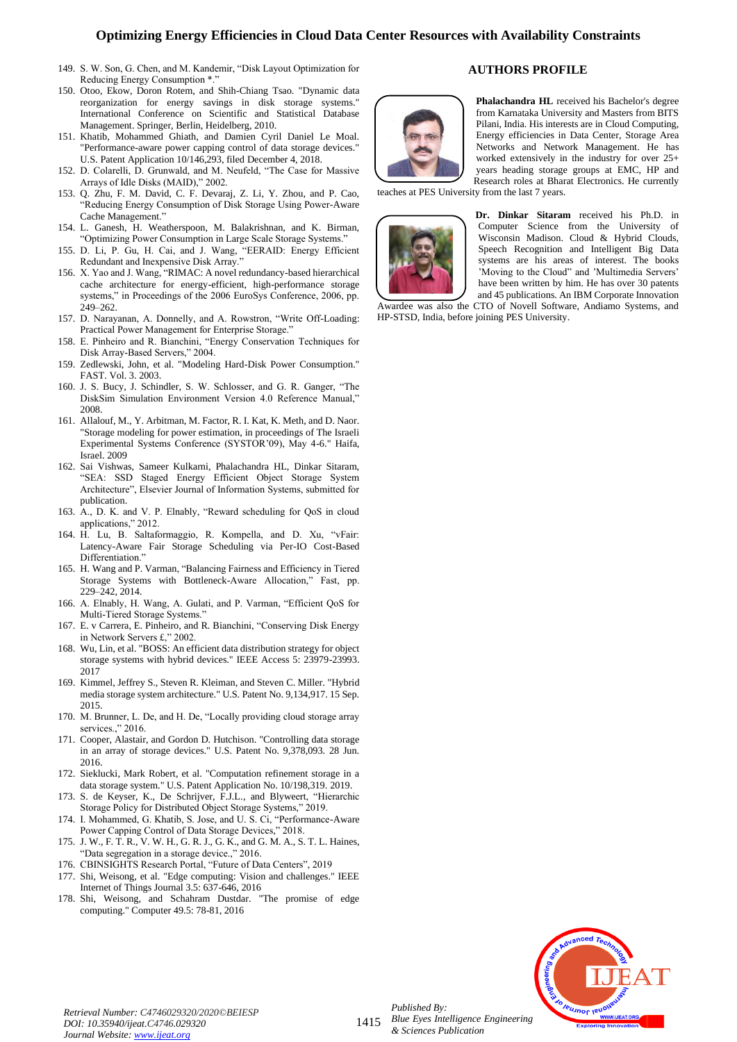149. S. W. Son, G. Chen, and M. Kandemir, “Disk Layout Optimization for Reducing Energy Consumption *.”
150. Otoo, Ekow, Doron Rotem, and Shih-Chiang Tsao. "Dynamic data reorganization for energy savings in disk storage systems." International Conference on Scientific and Statistical Database Management. Springer, Berlin, Heidelberg, 2010.
151. Khatib, Mohammed Ghiath, and Damien Cyril Daniel Le Moal. "Performance-aware power capping control of data storage devices." U.S. Patent Application 10/146,293, filed December 4, 2018.
152. D. Colarelli, D. Grunwald, and M. Neufeld, “The Case for Massive Arrays of Idle Disks (MAID),” 2002.
153. Q. Zhu, F. M. David, C. F. Devaraj, Z. Li, Y. Zhou, and P. Cao, “Reducing Energy Consumption of Disk Storage Using Power-Aware Cache Management.”
154. L. Ganesh, H. Weatherspoon, M. Balakrishnan, and K. Birman, “Optimizing Power Consumption in Large Scale Storage Systems.”
155. D. Li, P. Gu, H. Cai, and J. Wang, “EERAID: Energy Efficient Redundant and Inexpensive Disk Array.”
156. X. Yao and J. Wang, “RIMAC: A novel redundancy-based hierarchical cache architecture for energy-efficient, high-performance storage systems,” in Proceedings of the 2006 EuroSys Conference, 2006, pp. 249–262.
157. D. Narayanan, A. Donnelly, and A. Rowstron, “Write Off-Loading: Practical Power Management for Enterprise Storage.”
158. E. Pinheiro and R. Bianchini, “Energy Conservation Techniques for Disk Array-Based Servers,” 2004.
159. Zedlewski, John, et al. "Modeling Hard-Disk Power Consumption." FAST. Vol. 3. 2003.
160. J. S. Bucy, J. Schindler, S. W. Schlosser, and G. R. Ganger, “The DiskSim Simulation Environment Version 4.0 Reference Manual,” 2008.
161. Allalouf, M., Y. Arbitman, M. Factor, R. I. Kat, K. Meth, and D. Naor. "Storage modeling for power estimation, in proceedings of The Israeli Experimental Systems Conference (SYSTOR’09), May 4-6." Haifa, Israel. 2009
162. Sai Vishwas, Sameer Kulkarni, Phalachandra HL, Dinkar Sitaram, “SEA: SSD Staged Energy Efficient Object Storage System Architecture”, Elsevier Journal of Information Systems, submitted for publication.
163. A., D. K. and V. P. Elnably, “Reward scheduling for QoS in cloud applications,” 2012.
164. H. Lu, B. Saltaformaggio, R. Kompella, and D. Xu, “vFair: Latency-Aware Fair Storage Scheduling via Per-IO Cost-Based Differentiation.”
165. H. Wang and P. Varman, “Balancing Fairness and Efficiency in Tiered Storage Systems with Bottleneck-Aware Allocation,” Fast, pp. 229–242, 2014.
166. A. Elnably, H. Wang, A. Gulati, and P. Varman, “Efficient QoS for Multi-Tiered Storage Systems.”
167. E. v Carrera, E. Pinheiro, and R. Bianchini, “Conserving Disk Energy in Network Servers £,” 2002.
168. Wu, Lin, et al. "BOSS: An efficient data distribution strategy for object storage systems with hybrid devices." IEEE Access 5: 23979-23993. 2017
169. Kimmel, Jeffrey S., Steven R. Kleiman, and Steven C. Miller. "Hybrid media storage system architecture." U.S. Patent No. 9,134,917. 15 Sep. 2015.
170. M. Brunner, L. De, and H. De, “Locally providing cloud storage array services.,” 2016.
171. Cooper, Alastair, and Gordon D. Hutchison. "Controlling data storage in an array of storage devices." U.S. Patent No. 9,378,093. 28 Jun. 2016.
172. Sieklucki, Mark Robert, et al. "Computation refinement storage in a data storage system." U.S. Patent Application No. 10/198,319. 2019.
173. S. de Keyser, K., De Schrijver, F.J.L., and Blyweert, “Hierarchic Storage Policy for Distributed Object Storage Systems,” 2019.
174. I. Mohammed, G. Khatib, S. Jose, and U. S. Ci, “Performance-Aware Power Capping Control of Data Storage Devices,” 2018.
175. J. W., F. T. R., V. W. H., G. R. J., G. K., and G. M. A., S. T. L. Haines, “Data segregation in a storage device.,” 2016.
176. CBINSIGHTS Research Portal, “Future of Data Centers”, 2019
177. Shi, Weisong, et al. "Edge computing: Vision and challenges." IEEE Internet of Things Journal 3.5: 637-646, 2016
178. Shi, Weisong, and Schahram Dustdar. "The promise of edge computing." Computer 49.5: 78-81, 2016

## AUTHORS PROFILE

**Phalachandra HL** received his Bachelor's degree from Karnataka University and Masters from BITS Pilani, India. His interests are in Cloud Computing, Energy efficiencies in Data Center, Storage Area Networks and Network Management. He has worked extensively in the industry for over 25+ years heading storage groups at EMC, HP and Research roles at Bharat Electronics. He currently teaches at PES University from the last 7 years.

**Dr. Dinkar Sitaram** received his Ph.D. in Computer Science from the University of Wisconsin Madison. Cloud & Hybrid Clouds, Speech Recognition and Intelligent Big Data systems are his areas of interest. The books 'Moving to the Cloud" and 'Multimedia Servers' have been written by him. He has over 30 patents and 45 publications. An IBM Corporate Innovation Awardee was also the CTO of Novell Software, Andiamo Systems, and HP-STSD, India, before joining PES University.